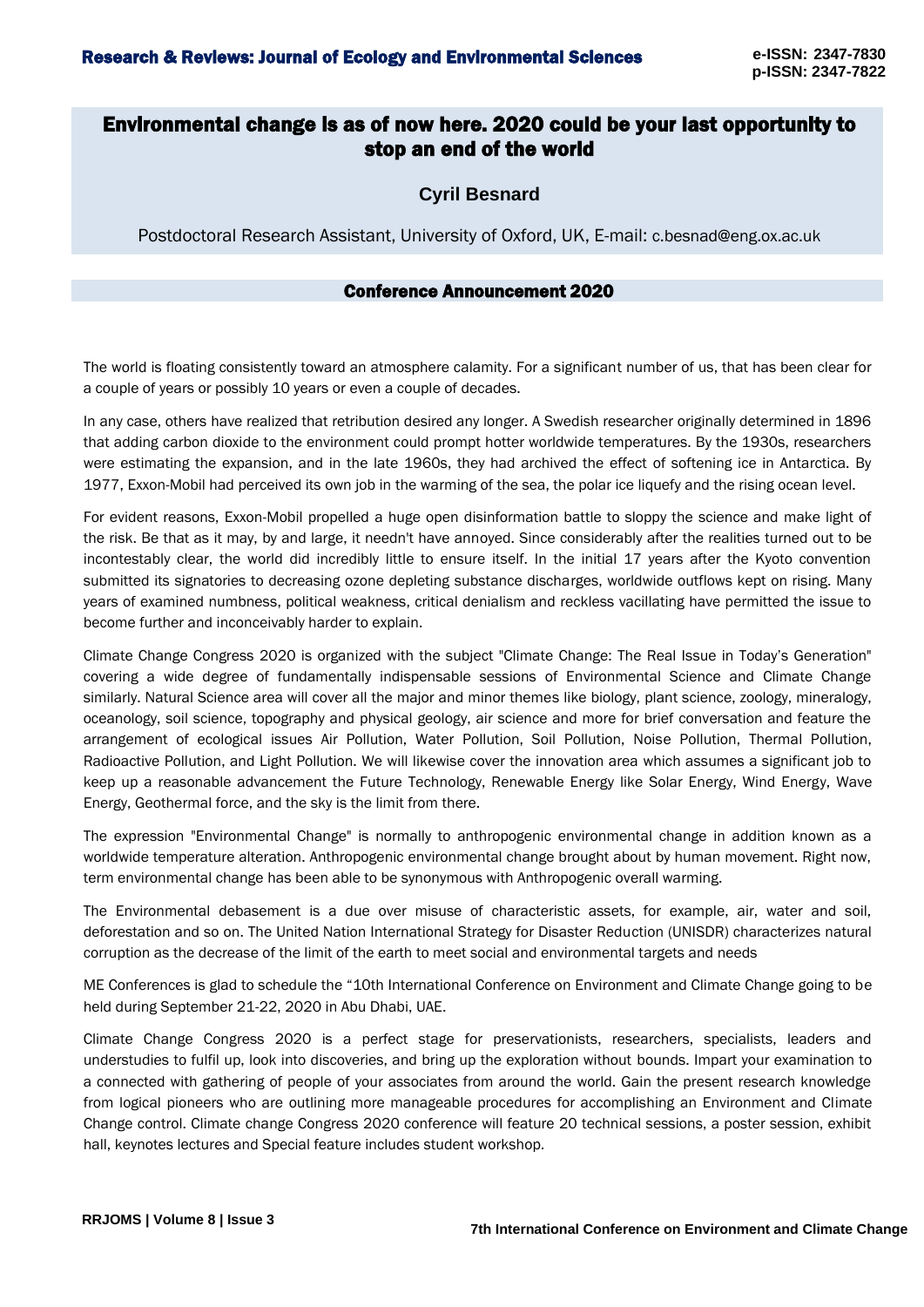# Environmental change is as of now here. 2020 could be your last opportunity to stop an end of the world

**Cyril Besnard**

Postdoctoral Research Assistant, University of Oxford, UK, E-mail: c.besnad@eng.ox.ac.uk

## Conference Announcement 2020

The world is floating consistently toward an atmosphere calamity. For a significant number of us, that has been clear for a couple of years or possibly 10 years or even a couple of decades.

In any case, others have realized that retribution desired any longer. A Swedish researcher originally determined in 1896 that adding carbon dioxide to the environment could prompt hotter worldwide temperatures. By the 1930s, researchers were estimating the expansion, and in the late 1960s, they had archived the effect of softening ice in Antarctica. By 1977, Exxon-Mobil had perceived its own job in the warming of the sea, the polar ice liquefy and the rising ocean level.

For evident reasons, Exxon-Mobil propelled a huge open disinformation battle to sloppy the science and make light of the risk. Be that as it may, by and large, it needn't have annoyed. Since considerably after the realities turned out to be incontestably clear, the world did incredibly little to ensure itself. In the initial 17 years after the Kyoto convention submitted its signatories to decreasing ozone depleting substance discharges, worldwide outflows kept on rising. Many years of examined numbness, political weakness, critical denialism and reckless vacillating have permitted the issue to become further and inconceivably harder to explain.

Climate Change Congress 2020 is organized with the subject "Climate Change: The Real Issue in Today's Generation" covering a wide degree of fundamentally indispensable sessions of Environmental Science and Climate Change similarly. Natural Science area will cover all the major and minor themes like biology, plant science, zoology, mineralogy, oceanology, soil science, topography and physical geology, air science and more for brief conversation and feature the arrangement of ecological issues Air Pollution, Water Pollution, Soil Pollution, Noise Pollution, Thermal Pollution, Radioactive Pollution, and Light Pollution. We will likewise cover the innovation area which assumes a significant job to keep up a reasonable advancement the Future Technology, Renewable Energy like Solar Energy, Wind Energy, Wave Energy, Geothermal force, and the sky is the limit from there.

The expression "Environmental Change" is normally to anthropogenic environmental change in addition known as a worldwide temperature alteration. Anthropogenic environmental change brought about by human movement. Right now, term environmental change has been able to be synonymous with Anthropogenic overall warming.

The Environmental debasement is a due over misuse of characteristic assets, for example, air, water and soil, deforestation and so on. The United Nation International Strategy for Disaster Reduction (UNISDR) characterizes natural corruption as the decrease of the limit of the earth to meet social and environmental targets and needs

ME Conferences is glad to schedule the "10th International Conference on Environment and Climate Change going to be held during September 21-22, 2020 in Abu Dhabi, UAE.

Climate Change Congress 2020 is a perfect stage for preservationists, researchers, specialists, leaders and understudies to fulfil up, look into discoveries, and bring up the exploration without bounds. Impart your examination to a connected with gathering of people of your associates from around the world. Gain the present research knowledge from logical pioneers who are outlining more manageable procedures for accomplishing an Environment and Climate Change control. Climate change Congress 2020 conference will feature 20 technical sessions, a poster session, exhibit hall, keynotes lectures and Special feature includes student workshop.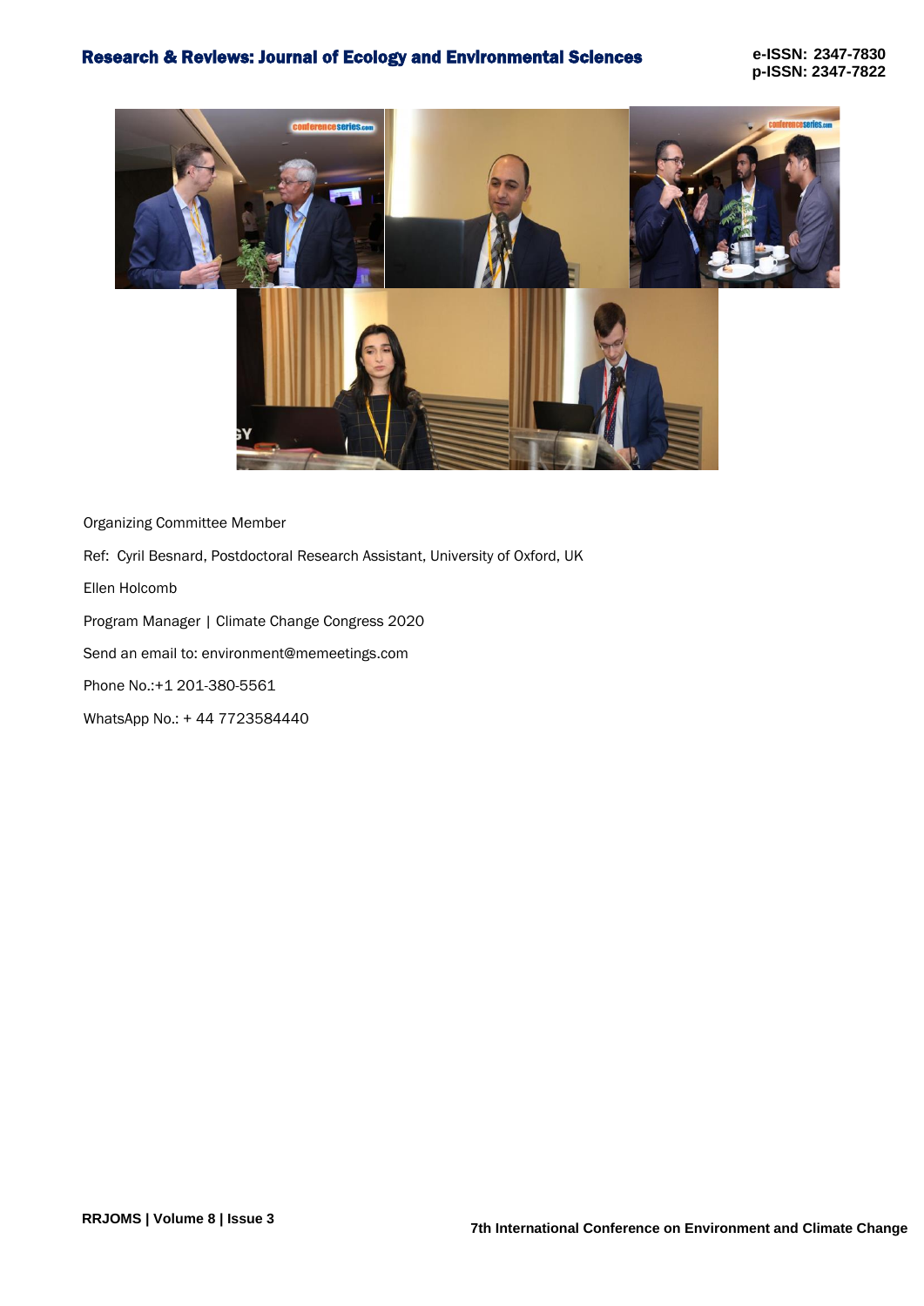Organizing Committee Member

Ref: Cyril Besnard, Postdoctoral Research Assistant, University of Oxford, UK

Ellen Holcomb

Program Manager | Climate Change Congress 2020

Send an email to: environment@memeetings.com

Phone No.:+1 201-380-5561

WhatsApp No.: + 44 7723584440